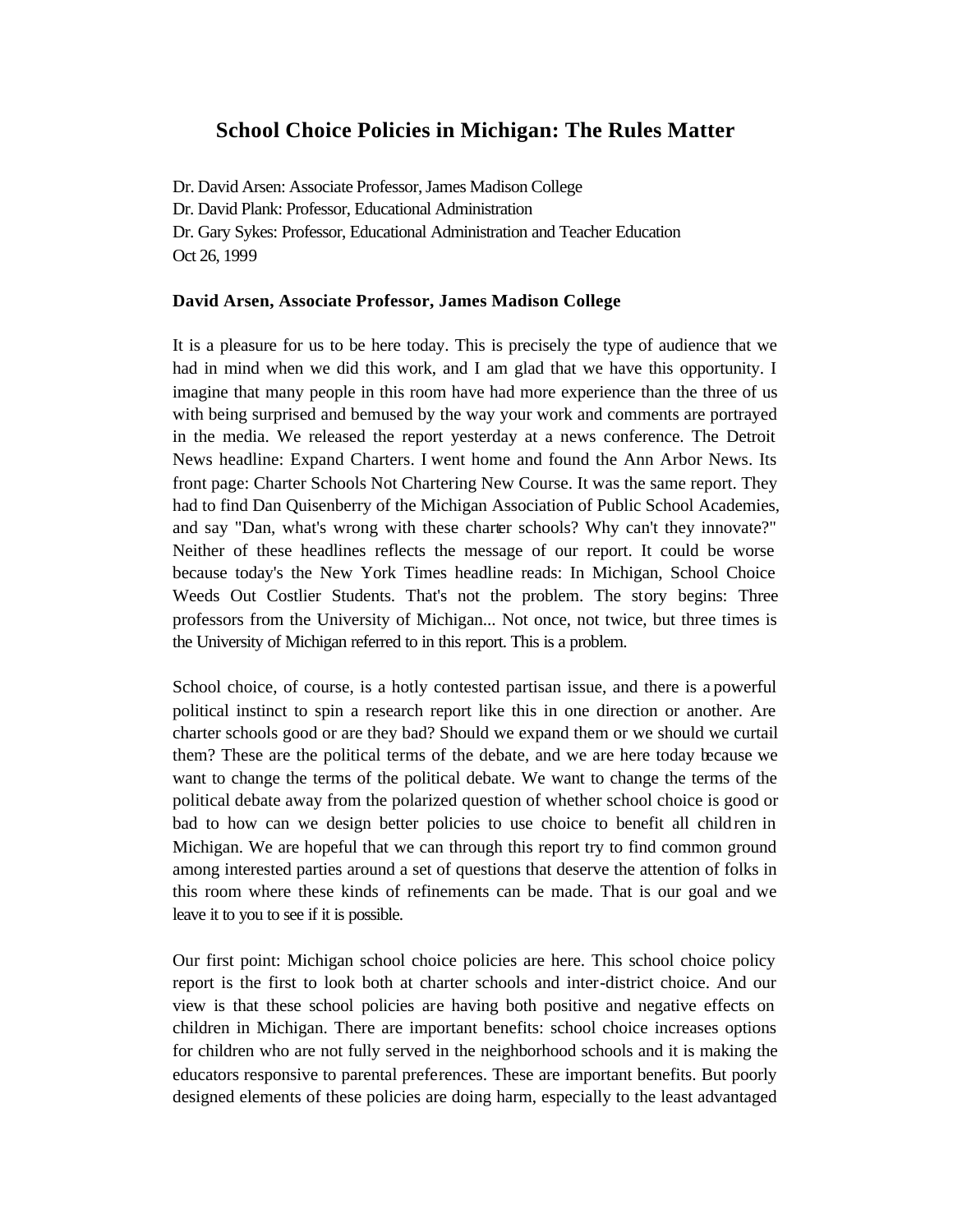# School Choice Policies in Michigan: The Rules Matter

Dr. David Arsen: Associate Professor, James Madison College
Dr. David Plank: Professor, Educational Administration
Dr. Gary Sykes: Professor, Educational Administration and Teacher Education
Oct 26, 1999

**David Arsen, Associate Professor, James Madison College**

It is a pleasure for us to be here today. This is precisely the type of audience that we had in mind when we did this work, and I am glad that we have this opportunity. I imagine that many people in this room have had more experience than the three of us with being surprised and bemused by the way your work and comments are portrayed in the media. We released the report yesterday at a news conference. The Detroit News headline: Expand Charters. I went home and found the Ann Arbor News. Its front page: Charter Schools Not Chartering New Course. It was the same report. They had to find Dan Quisenberry of the Michigan Association of Public School Academies, and say "Dan, what's wrong with these charter schools? Why can't they innovate?" Neither of these headlines reflects the message of our report. It could be worse because today's the New York Times headline reads: In Michigan, School Choice Weeds Out Costlier Students. That's not the problem. The story begins: Three professors from the University of Michigan... Not once, not twice, but three times is the University of Michigan referred to in this report. This is a problem.

School choice, of course, is a hotly contested partisan issue, and there is a powerful political instinct to spin a research report like this in one direction or another. Are charter schools good or are they bad? Should we expand them or we should we curtail them? These are the political terms of the debate, and we are here today because we want to change the terms of the political debate. We want to change the terms of the political debate away from the polarized question of whether school choice is good or bad to how can we design better policies to use choice to benefit all children in Michigan. We are hopeful that we can through this report try to find common ground among interested parties around a set of questions that deserve the attention of folks in this room where these kinds of refinements can be made. That is our goal and we leave it to you to see if it is possible.

Our first point: Michigan school choice policies are here. This school choice policy report is the first to look both at charter schools and inter-district choice. And our view is that these school policies are having both positive and negative effects on children in Michigan. There are important benefits: school choice increases options for children who are not fully served in the neighborhood schools and it is making the educators responsive to parental preferences. These are important benefits. But poorly designed elements of these policies are doing harm, especially to the least advantaged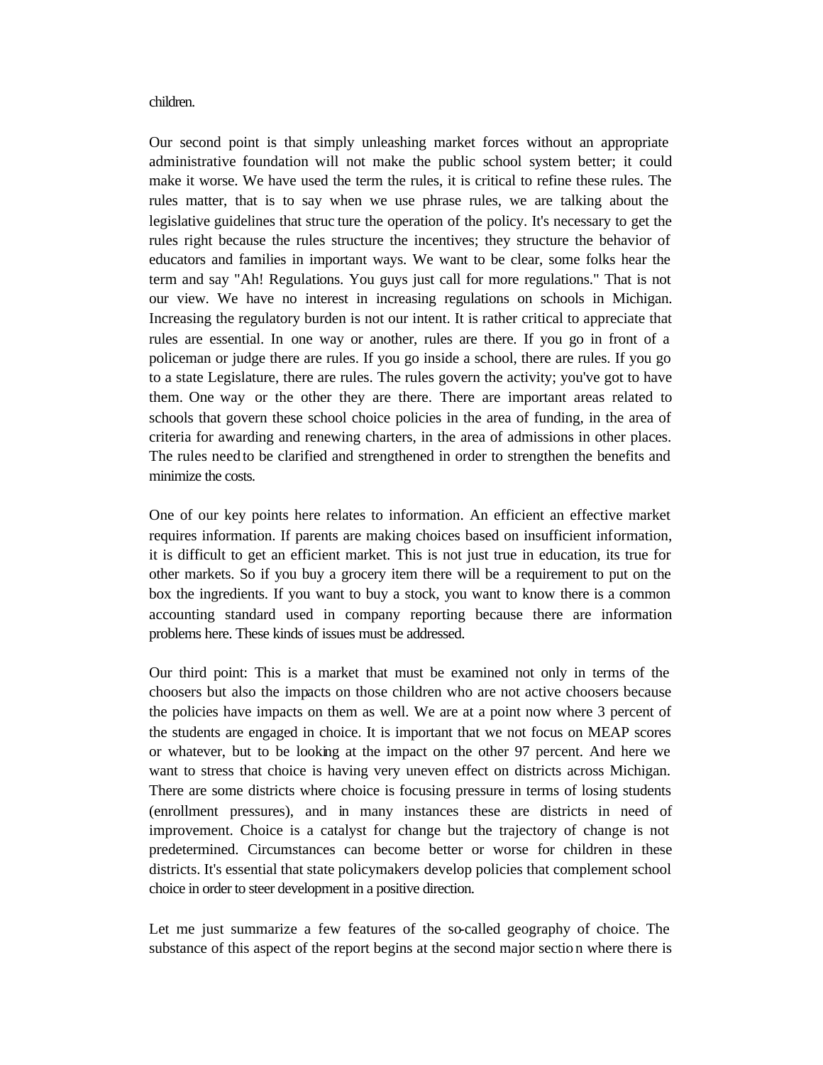children.

Our second point is that simply unleashing market forces without an appropriate administrative foundation will not make the public school system better; it could make it worse. We have used the term the rules, it is critical to refine these rules. The rules matter, that is to say when we use phrase rules, we are talking about the legislative guidelines that struc ture the operation of the policy. It's necessary to get the rules right because the rules structure the incentives; they structure the behavior of educators and families in important ways. We want to be clear, some folks hear the term and say "Ah! Regulations. You guys just call for more regulations." That is not our view. We have no interest in increasing regulations on schools in Michigan. Increasing the regulatory burden is not our intent. It is rather critical to appreciate that rules are essential. In one way or another, rules are there. If you go in front of a policeman or judge there are rules. If you go inside a school, there are rules. If you go to a state Legislature, there are rules. The rules govern the activity; you've got to have them. One way or the other they are there. There are important areas related to schools that govern these school choice policies in the area of funding, in the area of criteria for awarding and renewing charters, in the area of admissions in other places. The rules need to be clarified and strengthened in order to strengthen the benefits and minimize the costs.

One of our key points here relates to information. An efficient an effective market requires information. If parents are making choices based on insufficient information, it is difficult to get an efficient market. This is not just true in education, its true for other markets. So if you buy a grocery item there will be a requirement to put on the box the ingredients. If you want to buy a stock, you want to know there is a common accounting standard used in company reporting because there are information problems here. These kinds of issues must be addressed.

Our third point: This is a market that must be examined not only in terms of the choosers but also the impacts on those children who are not active choosers because the policies have impacts on them as well. We are at a point now where 3 percent of the students are engaged in choice. It is important that we not focus on MEAP scores or whatever, but to be looking at the impact on the other 97 percent. And here we want to stress that choice is having very uneven effect on districts across Michigan. There are some districts where choice is focusing pressure in terms of losing students (enrollment pressures), and in many instances these are districts in need of improvement. Choice is a catalyst for change but the trajectory of change is not predetermined. Circumstances can become better or worse for children in these districts. It's essential that state policymakers develop policies that complement school choice in order to steer development in a positive direction.

Let me just summarize a few features of the so-called geography of choice. The substance of this aspect of the report begins at the second major sectio n where there is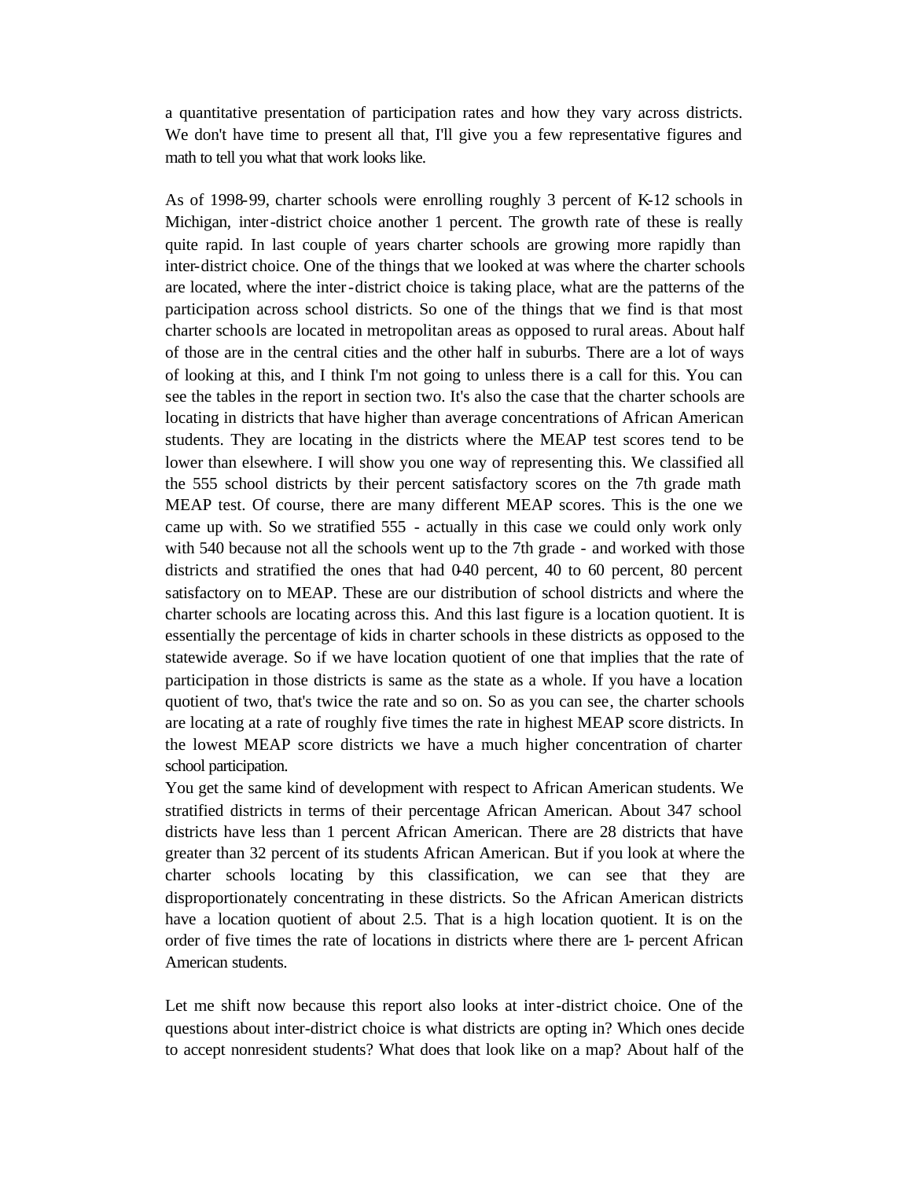a quantitative presentation of participation rates and how they vary across districts. We don't have time to present all that, I'll give you a few representative figures and math to tell you what that work looks like.

As of 1998-99, charter schools were enrolling roughly 3 percent of K-12 schools in Michigan, inter-district choice another 1 percent. The growth rate of these is really quite rapid. In last couple of years charter schools are growing more rapidly than inter-district choice. One of the things that we looked at was where the charter schools are located, where the inter-district choice is taking place, what are the patterns of the participation across school districts. So one of the things that we find is that most charter schools are located in metropolitan areas as opposed to rural areas. About half of those are in the central cities and the other half in suburbs. There are a lot of ways of looking at this, and I think I'm not going to unless there is a call for this. You can see the tables in the report in section two. It's also the case that the charter schools are locating in districts that have higher than average concentrations of African American students. They are locating in the districts where the MEAP test scores tend to be lower than elsewhere. I will show you one way of representing this. We classified all the 555 school districts by their percent satisfactory scores on the 7th grade math MEAP test. Of course, there are many different MEAP scores. This is the one we came up with. So we stratified 555 - actually in this case we could only work only with 540 because not all the schools went up to the 7th grade - and worked with those districts and stratified the ones that had 0-40 percent, 40 to 60 percent, 80 percent satisfactory on to MEAP. These are our distribution of school districts and where the charter schools are locating across this. And this last figure is a location quotient. It is essentially the percentage of kids in charter schools in these districts as opposed to the statewide average. So if we have location quotient of one that implies that the rate of participation in those districts is same as the state as a whole. If you have a location quotient of two, that's twice the rate and so on. So as you can see, the charter schools are locating at a rate of roughly five times the rate in highest MEAP score districts. In the lowest MEAP score districts we have a much higher concentration of charter school participation.

You get the same kind of development with respect to African American students. We stratified districts in terms of their percentage African American. About 347 school districts have less than 1 percent African American. There are 28 districts that have greater than 32 percent of its students African American. But if you look at where the charter schools locating by this classification, we can see that they are disproportionately concentrating in these districts. So the African American districts have a location quotient of about 2.5. That is a high location quotient. It is on the order of five times the rate of locations in districts where there are 1- percent African American students.

Let me shift now because this report also looks at inter-district choice. One of the questions about inter-district choice is what districts are opting in? Which ones decide to accept nonresident students? What does that look like on a map? About half of the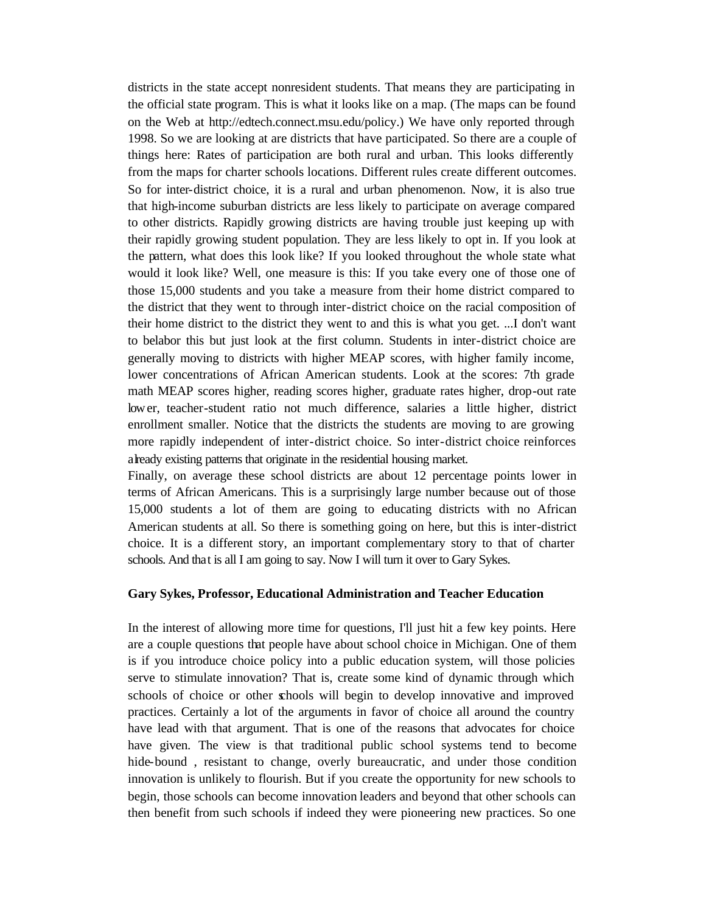districts in the state accept nonresident students. That means they are participating in the official state program. This is what it looks like on a map. (The maps can be found on the Web at http://edtech.connect.msu.edu/policy.) We have only reported through 1998. So we are looking at are districts that have participated. So there are a couple of things here: Rates of participation are both rural and urban. This looks differently from the maps for charter schools locations. Different rules create different outcomes. So for inter-district choice, it is a rural and urban phenomenon. Now, it is also true that high-income suburban districts are less likely to participate on average compared to other districts. Rapidly growing districts are having trouble just keeping up with their rapidly growing student population. They are less likely to opt in. If you look at the pattern, what does this look like? If you looked throughout the whole state what would it look like? Well, one measure is this: If you take every one of those one of those 15,000 students and you take a measure from their home district compared to the district that they went to through inter-district choice on the racial composition of their home district to the district they went to and this is what you get. ...I don't want to belabor this but just look at the first column. Students in inter-district choice are generally moving to districts with higher MEAP scores, with higher family income, lower concentrations of African American students. Look at the scores: 7th grade math MEAP scores higher, reading scores higher, graduate rates higher, drop-out rate lower, teacher-student ratio not much difference, salaries a little higher, district enrollment smaller. Notice that the districts the students are moving to are growing more rapidly independent of inter-district choice. So inter-district choice reinforces already existing patterns that originate in the residential housing market.

Finally, on average these school districts are about 12 percentage points lower in terms of African Americans. This is a surprisingly large number because out of those 15,000 students a lot of them are going to educating districts with no African American students at all. So there is something going on here, but this is inter-district choice. It is a different story, an important complementary story to that of charter schools. And that is all I am going to say. Now I will turn it over to Gary Sykes.

**Gary Sykes, Professor, Educational Administration and Teacher Education**

In the interest of allowing more time for questions, I'll just hit a few key points. Here are a couple questions that people have about school choice in Michigan. One of them is if you introduce choice policy into a public education system, will those policies serve to stimulate innovation? That is, create some kind of dynamic through which schools of choice or other schools will begin to develop innovative and improved practices. Certainly a lot of the arguments in favor of choice all around the country have lead with that argument. That is one of the reasons that advocates for choice have given. The view is that traditional public school systems tend to become hide-bound , resistant to change, overly bureaucratic, and under those condition innovation is unlikely to flourish. But if you create the opportunity for new schools to begin, those schools can become innovation leaders and beyond that other schools can then benefit from such schools if indeed they were pioneering new practices. So one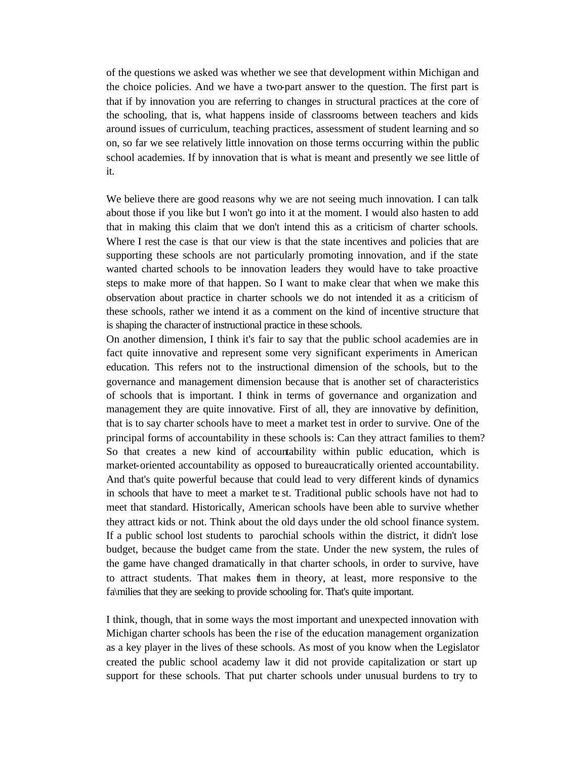of the questions we asked was whether we see that development within Michigan and the choice policies. And we have a two-part answer to the question. The first part is that if by innovation you are referring to changes in structural practices at the core of the schooling, that is, what happens inside of classrooms between teachers and kids around issues of curriculum, teaching practices, assessment of student learning and so on, so far we see relatively little innovation on those terms occurring within the public school academies. If by innovation that is what is meant and presently we see little of it.

We believe there are good reasons why we are not seeing much innovation. I can talk about those if you like but I won't go into it at the moment. I would also hasten to add that in making this claim that we don't intend this as a criticism of charter schools. Where I rest the case is that our view is that the state incentives and policies that are supporting these schools are not particularly promoting innovation, and if the state wanted charted schools to be innovation leaders they would have to take proactive steps to make more of that happen. So I want to make clear that when we make this observation about practice in charter schools we do not intended it as a criticism of these schools, rather we intend it as a comment on the kind of incentive structure that is shaping the character of instructional practice in these schools.

On another dimension, I think it's fair to say that the public school academies are in fact quite innovative and represent some very significant experiments in American education. This refers not to the instructional dimension of the schools, but to the governance and management dimension because that is another set of characteristics of schools that is important. I think in terms of governance and organization and management they are quite innovative. First of all, they are innovative by definition, that is to say charter schools have to meet a market test in order to survive. One of the principal forms of accountability in these schools is: Can they attract families to them? So that creates a new kind of accountability within public education, which is market-oriented accountability as opposed to bureaucratically oriented accountability. And that's quite powerful because that could lead to very different kinds of dynamics in schools that have to meet a market test. Traditional public schools have not had to meet that standard. Historically, American schools have been able to survive whether they attract kids or not. Think about the old days under the old school finance system. If a public school lost students to parochial schools within the district, it didn't lose budget, because the budget came from the state. Under the new system, the rules of the game have changed dramatically in that charter schools, in order to survive, have to attract students. That makes them in theory, at least, more responsive to the fa\milies that they are seeking to provide schooling for. That's quite important.

I think, though, that in some ways the most important and unexpected innovation with Michigan charter schools has been the rise of the education management organization as a key player in the lives of these schools. As most of you know when the Legislator created the public school academy law it did not provide capitalization or start up support for these schools. That put charter schools under unusual burdens to try to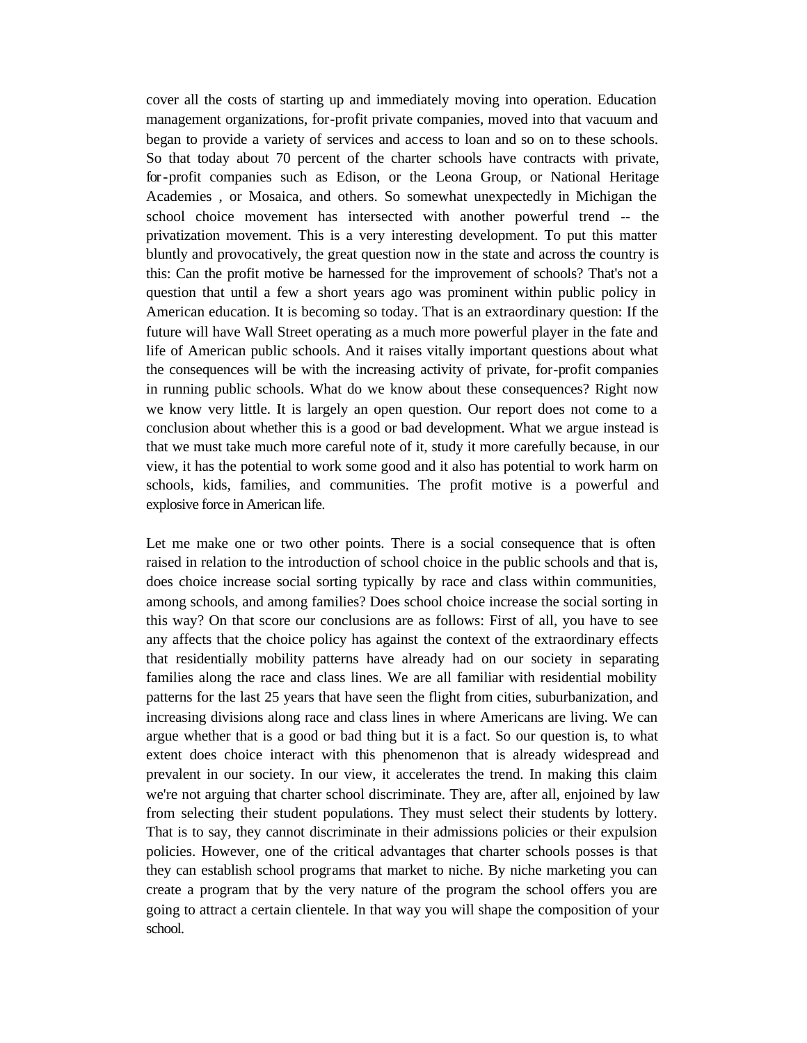cover all the costs of starting up and immediately moving into operation. Education management organizations, for-profit private companies, moved into that vacuum and began to provide a variety of services and access to loan and so on to these schools. So that today about 70 percent of the charter schools have contracts with private, for-profit companies such as Edison, or the Leona Group, or National Heritage Academies , or Mosaica, and others. So somewhat unexpectedly in Michigan the school choice movement has intersected with another powerful trend -- the privatization movement. This is a very interesting development. To put this matter bluntly and provocatively, the great question now in the state and across the country is this: Can the profit motive be harnessed for the improvement of schools? That's not a question that until a few a short years ago was prominent within public policy in American education. It is becoming so today. That is an extraordinary question: If the future will have Wall Street operating as a much more powerful player in the fate and life of American public schools. And it raises vitally important questions about what the consequences will be with the increasing activity of private, for-profit companies in running public schools. What do we know about these consequences? Right now we know very little. It is largely an open question. Our report does not come to a conclusion about whether this is a good or bad development. What we argue instead is that we must take much more careful note of it, study it more carefully because, in our view, it has the potential to work some good and it also has potential to work harm on schools, kids, families, and communities. The profit motive is a powerful and explosive force in American life.

Let me make one or two other points. There is a social consequence that is often raised in relation to the introduction of school choice in the public schools and that is, does choice increase social sorting typically by race and class within communities, among schools, and among families? Does school choice increase the social sorting in this way? On that score our conclusions are as follows: First of all, you have to see any affects that the choice policy has against the context of the extraordinary effects that residentially mobility patterns have already had on our society in separating families along the race and class lines. We are all familiar with residential mobility patterns for the last 25 years that have seen the flight from cities, suburbanization, and increasing divisions along race and class lines in where Americans are living. We can argue whether that is a good or bad thing but it is a fact. So our question is, to what extent does choice interact with this phenomenon that is already widespread and prevalent in our society. In our view, it accelerates the trend. In making this claim we're not arguing that charter school discriminate. They are, after all, enjoined by law from selecting their student populations. They must select their students by lottery. That is to say, they cannot discriminate in their admissions policies or their expulsion policies. However, one of the critical advantages that charter schools posses is that they can establish school programs that market to niche. By niche marketing you can create a program that by the very nature of the program the school offers you are going to attract a certain clientele. In that way you will shape the composition of your school.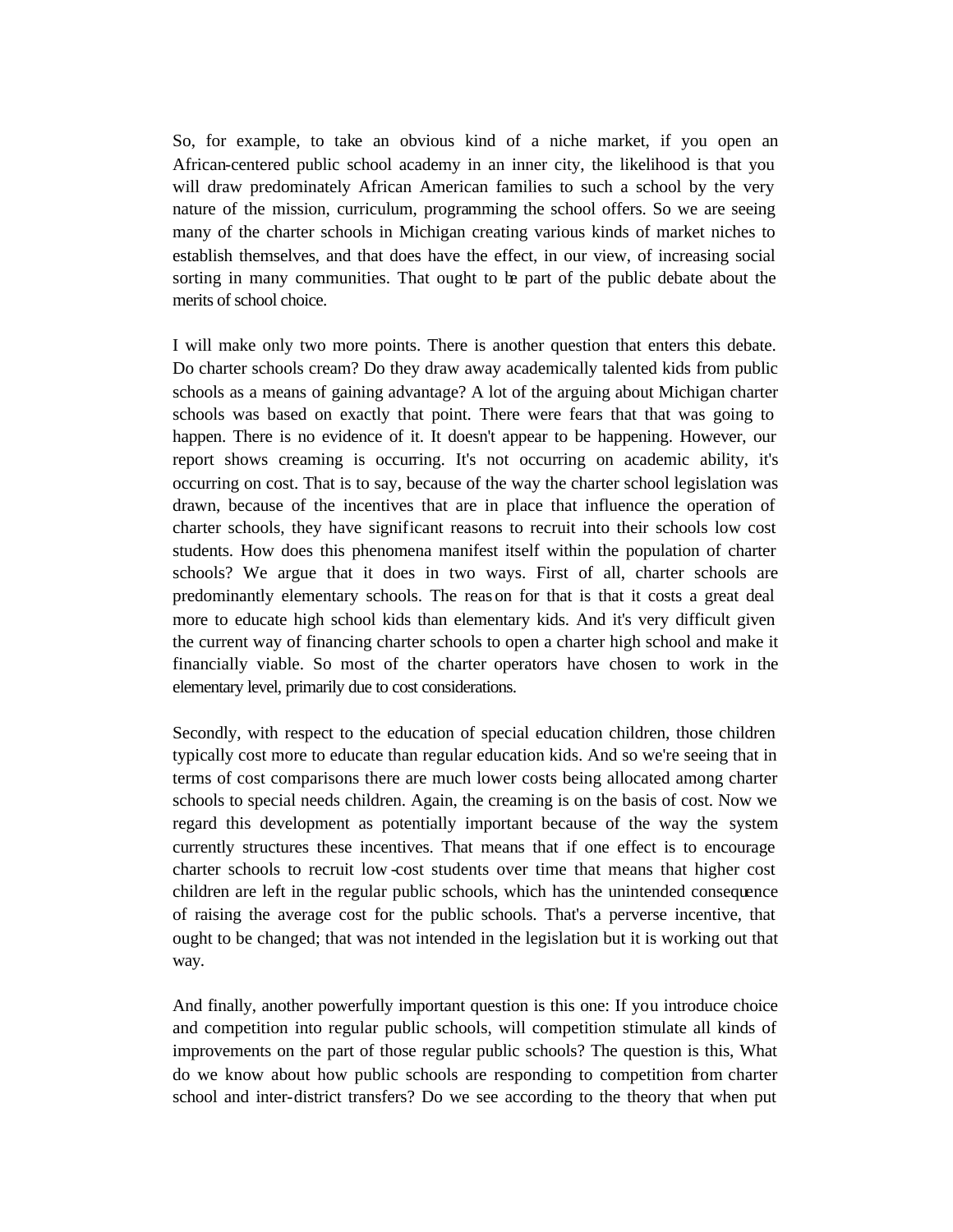So, for example, to take an obvious kind of a niche market, if you open an African-centered public school academy in an inner city, the likelihood is that you will draw predominately African American families to such a school by the very nature of the mission, curriculum, programming the school offers. So we are seeing many of the charter schools in Michigan creating various kinds of market niches to establish themselves, and that does have the effect, in our view, of increasing social sorting in many communities. That ought to be part of the public debate about the merits of school choice.

I will make only two more points. There is another question that enters this debate. Do charter schools cream? Do they draw away academically talented kids from public schools as a means of gaining advantage? A lot of the arguing about Michigan charter schools was based on exactly that point. There were fears that that was going to happen. There is no evidence of it. It doesn't appear to be happening. However, our report shows creaming is occurring. It's not occurring on academic ability, it's occurring on cost. That is to say, because of the way the charter school legislation was drawn, because of the incentives that are in place that influence the operation of charter schools, they have significant reasons to recruit into their schools low cost students. How does this phenomena manifest itself within the population of charter schools? We argue that it does in two ways. First of all, charter schools are predominantly elementary schools. The reason for that is that it costs a great deal more to educate high school kids than elementary kids. And it's very difficult given the current way of financing charter schools to open a charter high school and make it financially viable. So most of the charter operators have chosen to work in the elementary level, primarily due to cost considerations.

Secondly, with respect to the education of special education children, those children typically cost more to educate than regular education kids. And so we're seeing that in terms of cost comparisons there are much lower costs being allocated among charter schools to special needs children. Again, the creaming is on the basis of cost. Now we regard this development as potentially important because of the way the system currently structures these incentives. That means that if one effect is to encourage charter schools to recruit low-cost students over time that means that higher cost children are left in the regular public schools, which has the unintended consequence of raising the average cost for the public schools. That's a perverse incentive, that ought to be changed; that was not intended in the legislation but it is working out that way.

And finally, another powerfully important question is this one: If you introduce choice and competition into regular public schools, will competition stimulate all kinds of improvements on the part of those regular public schools? The question is this, What do we know about how public schools are responding to competition from charter school and inter-district transfers? Do we see according to the theory that when put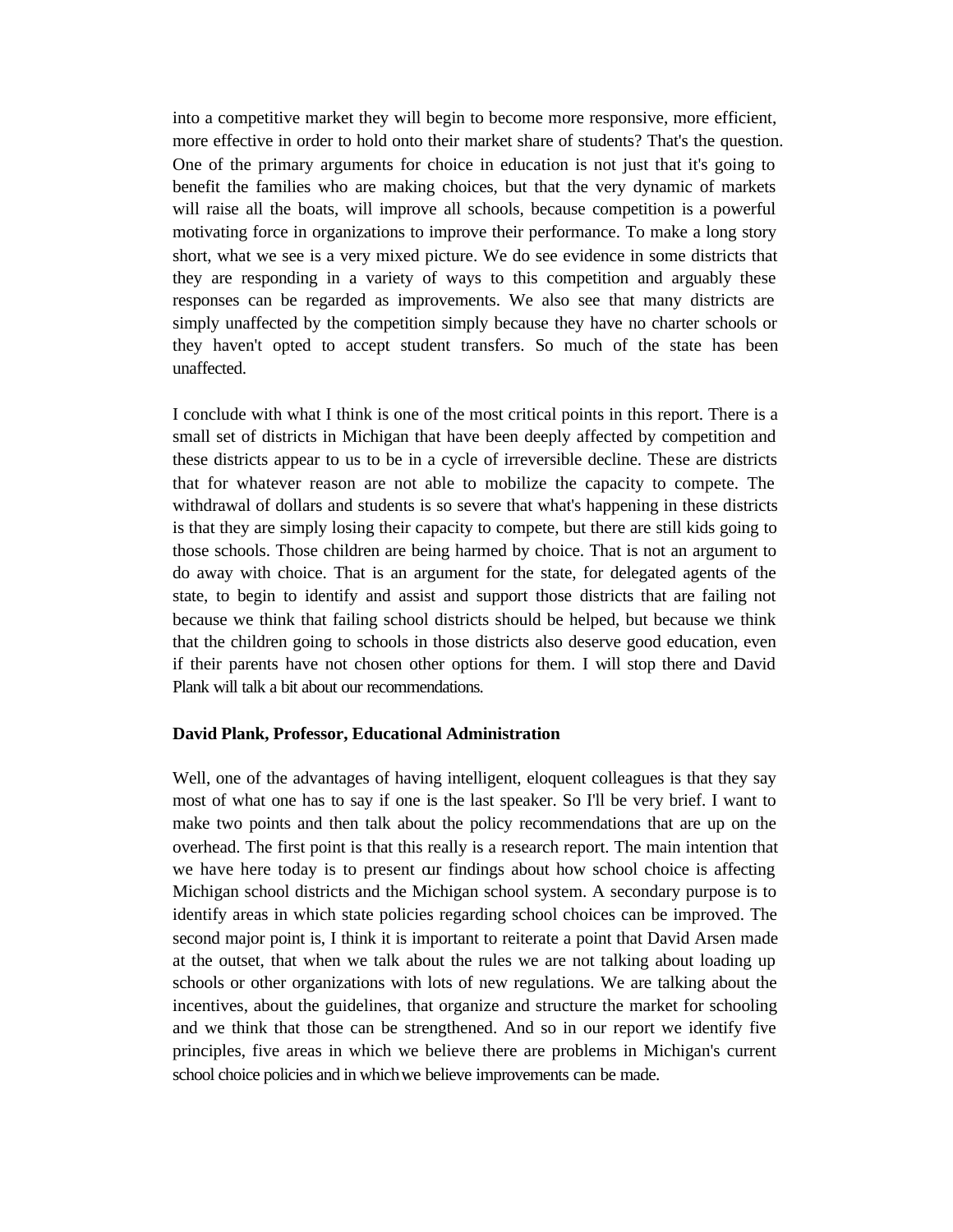into a competitive market they will begin to become more responsive, more efficient, more effective in order to hold onto their market share of students? That's the question. One of the primary arguments for choice in education is not just that it's going to benefit the families who are making choices, but that the very dynamic of markets will raise all the boats, will improve all schools, because competition is a powerful motivating force in organizations to improve their performance. To make a long story short, what we see is a very mixed picture. We do see evidence in some districts that they are responding in a variety of ways to this competition and arguably these responses can be regarded as improvements. We also see that many districts are simply unaffected by the competition simply because they have no charter schools or they haven't opted to accept student transfers. So much of the state has been unaffected.

I conclude with what I think is one of the most critical points in this report. There is a small set of districts in Michigan that have been deeply affected by competition and these districts appear to us to be in a cycle of irreversible decline. These are districts that for whatever reason are not able to mobilize the capacity to compete. The withdrawal of dollars and students is so severe that what's happening in these districts is that they are simply losing their capacity to compete, but there are still kids going to those schools. Those children are being harmed by choice. That is not an argument to do away with choice. That is an argument for the state, for delegated agents of the state, to begin to identify and assist and support those districts that are failing not because we think that failing school districts should be helped, but because we think that the children going to schools in those districts also deserve good education, even if their parents have not chosen other options for them. I will stop there and David Plank will talk a bit about our recommendations.

**David Plank, Professor, Educational Administration**

Well, one of the advantages of having intelligent, eloquent colleagues is that they say most of what one has to say if one is the last speaker. So I'll be very brief. I want to make two points and then talk about the policy recommendations that are up on the overhead. The first point is that this really is a research report. The main intention that we have here today is to present our findings about how school choice is affecting Michigan school districts and the Michigan school system. A secondary purpose is to identify areas in which state policies regarding school choices can be improved. The second major point is, I think it is important to reiterate a point that David Arsen made at the outset, that when we talk about the rules we are not talking about loading up schools or other organizations with lots of new regulations. We are talking about the incentives, about the guidelines, that organize and structure the market for schooling and we think that those can be strengthened. And so in our report we identify five principles, five areas in which we believe there are problems in Michigan's current school choice policies and in which we believe improvements can be made.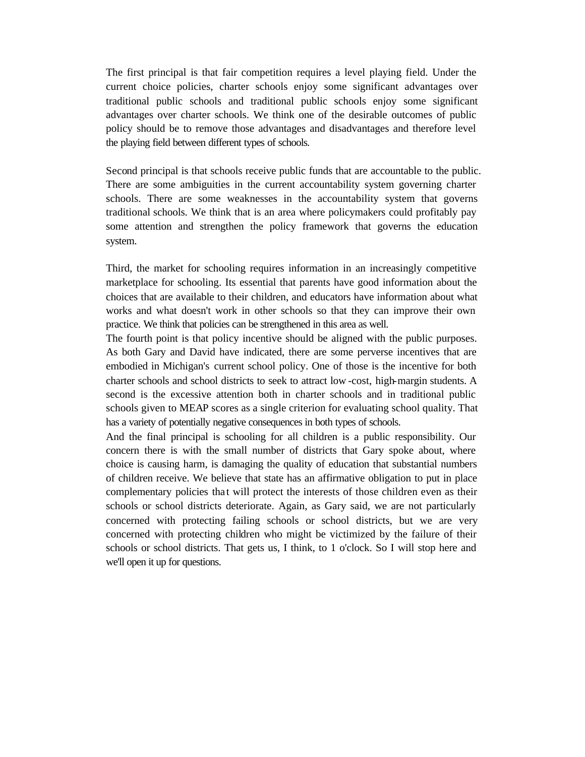The first principal is that fair competition requires a level playing field. Under the current choice policies, charter schools enjoy some significant advantages over traditional public schools and traditional public schools enjoy some significant advantages over charter schools. We think one of the desirable outcomes of public policy should be to remove those advantages and disadvantages and therefore level the playing field between different types of schools.

Second principal is that schools receive public funds that are accountable to the public. There are some ambiguities in the current accountability system governing charter schools. There are some weaknesses in the accountability system that governs traditional schools. We think that is an area where policymakers could profitably pay some attention and strengthen the policy framework that governs the education system.

Third, the market for schooling requires information in an increasingly competitive marketplace for schooling. Its essential that parents have good information about the choices that are available to their children, and educators have information about what works and what doesn't work in other schools so that they can improve their own practice. We think that policies can be strengthened in this area as well.

The fourth point is that policy incentive should be aligned with the public purposes. As both Gary and David have indicated, there are some perverse incentives that are embodied in Michigan's current school policy. One of those is the incentive for both charter schools and school districts to seek to attract low-cost, high-margin students. A second is the excessive attention both in charter schools and in traditional public schools given to MEAP scores as a single criterion for evaluating school quality. That has a variety of potentially negative consequences in both types of schools.

And the final principal is schooling for all children is a public responsibility. Our concern there is with the small number of districts that Gary spoke about, where choice is causing harm, is damaging the quality of education that substantial numbers of children receive. We believe that state has an affirmative obligation to put in place complementary policies that will protect the interests of those children even as their schools or school districts deteriorate. Again, as Gary said, we are not particularly concerned with protecting failing schools or school districts, but we are very concerned with protecting children who might be victimized by the failure of their schools or school districts. That gets us, I think, to 1 o'clock. So I will stop here and we'll open it up for questions.